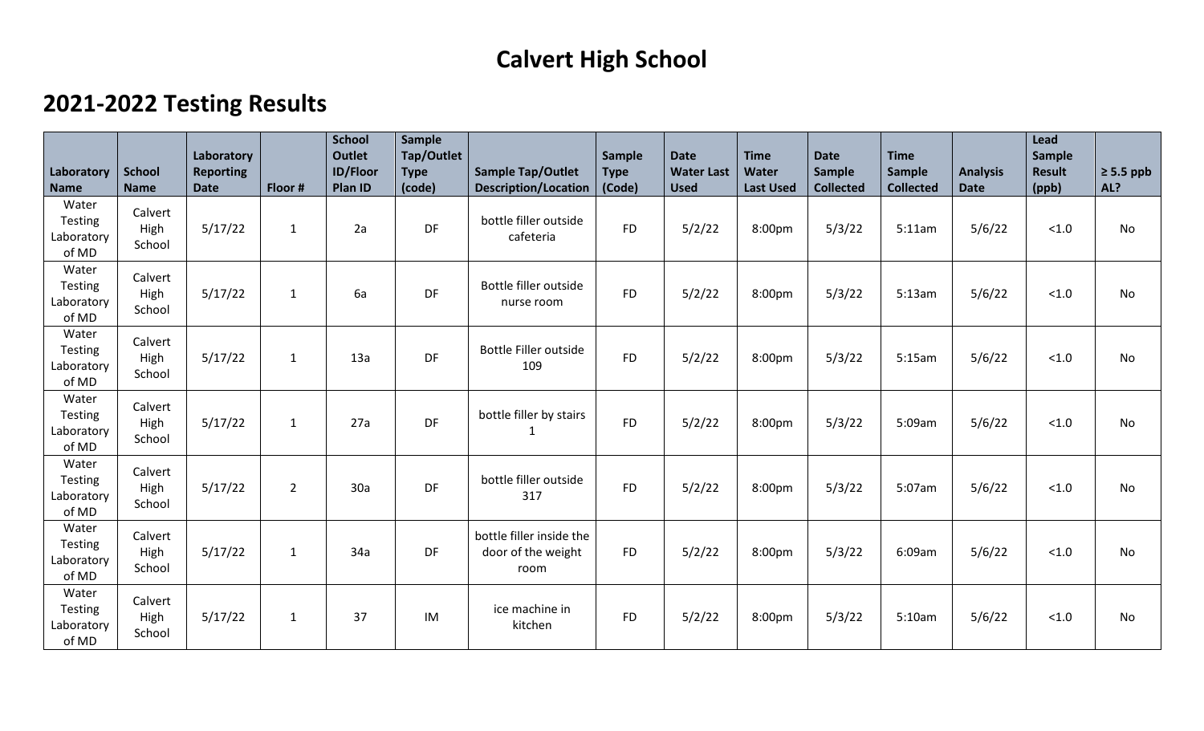# Calvert High School

## 2021-2022 Testing Results

| Laboratory Name | School Name | Laboratory Reporting Date | Floor # | School Outlet ID/Floor Plan ID | Sample Tap/Outlet Type (code) | Sample Tap/Outlet Description/Location | Sample Type (Code) | Date Water Last Used | Time Water Last Used | Date Sample Collected | Time Sample Collected | Analysis Date | Lead Sample Result (ppb) | ≥ 5.5 ppb AL? |
|---|---|---|---|---|---|---|---|---|---|---|---|---|---|---|
| Water Testing Laboratory of MD | Calvert High School | 5/17/22 | 1 | 2a | DF | bottle filler outside cafeteria | FD | 5/2/22 | 8:00pm | 5/3/22 | 5:11am | 5/6/22 | <1.0 | No |
| Water Testing Laboratory of MD | Calvert High School | 5/17/22 | 1 | 6a | DF | Bottle filler outside nurse room | FD | 5/2/22 | 8:00pm | 5/3/22 | 5:13am | 5/6/22 | <1.0 | No |
| Water Testing Laboratory of MD | Calvert High School | 5/17/22 | 1 | 13a | DF | Bottle Filler outside 109 | FD | 5/2/22 | 8:00pm | 5/3/22 | 5:15am | 5/6/22 | <1.0 | No |
| Water Testing Laboratory of MD | Calvert High School | 5/17/22 | 1 | 27a | DF | bottle filler by stairs 1 | FD | 5/2/22 | 8:00pm | 5/3/22 | 5:09am | 5/6/22 | <1.0 | No |
| Water Testing Laboratory of MD | Calvert High School | 5/17/22 | 2 | 30a | DF | bottle filler outside 317 | FD | 5/2/22 | 8:00pm | 5/3/22 | 5:07am | 5/6/22 | <1.0 | No |
| Water Testing Laboratory of MD | Calvert High School | 5/17/22 | 1 | 34a | DF | bottle filler inside the door of the weight room | FD | 5/2/22 | 8:00pm | 5/3/22 | 6:09am | 5/6/22 | <1.0 | No |
| Water Testing Laboratory of MD | Calvert High School | 5/17/22 | 1 | 37 | IM | ice machine in kitchen | FD | 5/2/22 | 8:00pm | 5/3/22 | 5:10am | 5/6/22 | <1.0 | No |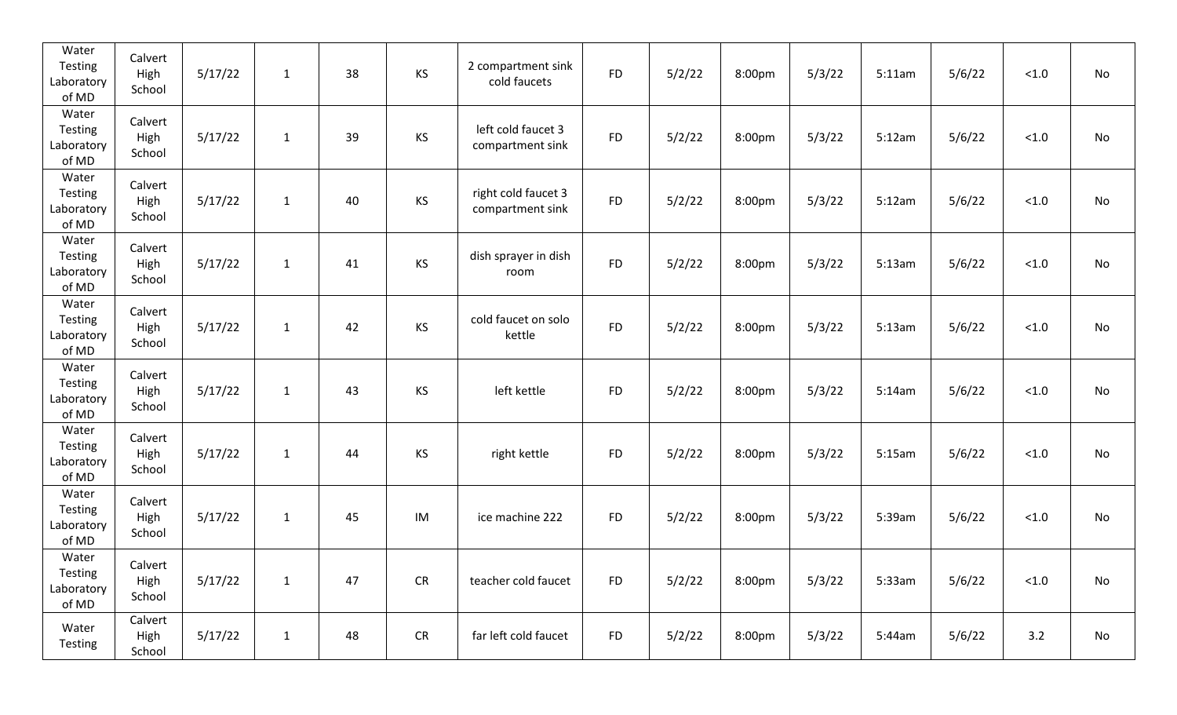| | | | | | | | | | | | | | | |
|---|---|---|---|---|---|---|---|---|---|---|---|---|---|---|
| Water Testing Laboratory of MD | Calvert High School | 5/17/22 | 1 | 38 | KS | 2 compartment sink cold faucets | FD | 5/2/22 | 8:00pm | 5/3/22 | 5:11am | 5/6/22 | <1.0 | No |
| Water Testing Laboratory of MD | Calvert High School | 5/17/22 | 1 | 39 | KS | left cold faucet 3 compartment sink | FD | 5/2/22 | 8:00pm | 5/3/22 | 5:12am | 5/6/22 | <1.0 | No |
| Water Testing Laboratory of MD | Calvert High School | 5/17/22 | 1 | 40 | KS | right cold faucet 3 compartment sink | FD | 5/2/22 | 8:00pm | 5/3/22 | 5:12am | 5/6/22 | <1.0 | No |
| Water Testing Laboratory of MD | Calvert High School | 5/17/22 | 1 | 41 | KS | dish sprayer in dish room | FD | 5/2/22 | 8:00pm | 5/3/22 | 5:13am | 5/6/22 | <1.0 | No |
| Water Testing Laboratory of MD | Calvert High School | 5/17/22 | 1 | 42 | KS | cold faucet on solo kettle | FD | 5/2/22 | 8:00pm | 5/3/22 | 5:13am | 5/6/22 | <1.0 | No |
| Water Testing Laboratory of MD | Calvert High School | 5/17/22 | 1 | 43 | KS | left kettle | FD | 5/2/22 | 8:00pm | 5/3/22 | 5:14am | 5/6/22 | <1.0 | No |
| Water Testing Laboratory of MD | Calvert High School | 5/17/22 | 1 | 44 | KS | right kettle | FD | 5/2/22 | 8:00pm | 5/3/22 | 5:15am | 5/6/22 | <1.0 | No |
| Water Testing Laboratory of MD | Calvert High School | 5/17/22 | 1 | 45 | IM | ice machine 222 | FD | 5/2/22 | 8:00pm | 5/3/22 | 5:39am | 5/6/22 | <1.0 | No |
| Water Testing Laboratory of MD | Calvert High School | 5/17/22 | 1 | 47 | CR | teacher cold faucet | FD | 5/2/22 | 8:00pm | 5/3/22 | 5:33am | 5/6/22 | <1.0 | No |
| Water Testing | Calvert High School | 5/17/22 | 1 | 48 | CR | far left cold faucet | FD | 5/2/22 | 8:00pm | 5/3/22 | 5:44am | 5/6/22 | 3.2 | No |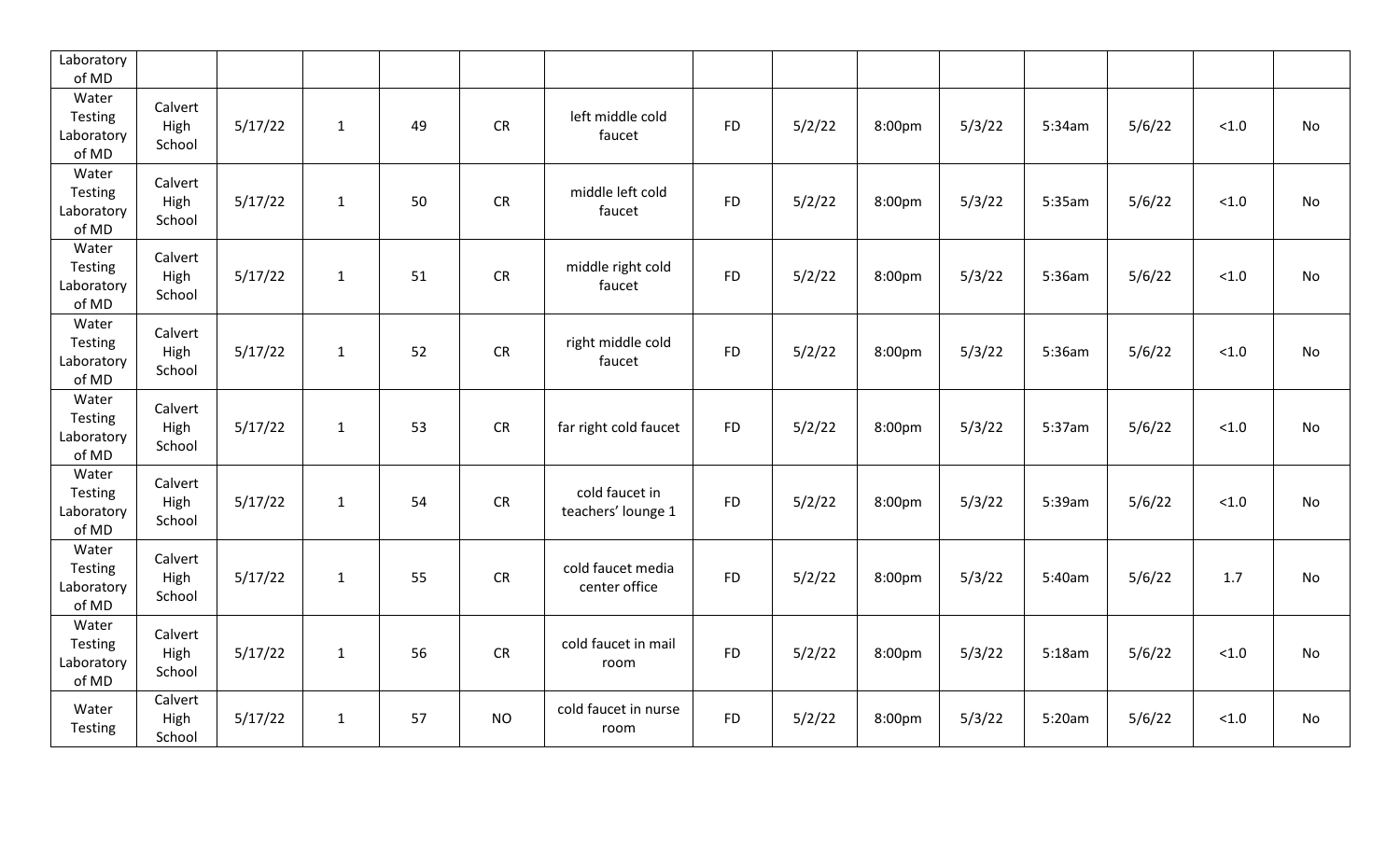| | | | | | | | | | | | | | | |
|---|---|---|---|---|---|---|---|---|---|---|---|---|---|---|
| Laboratory of MD | | | | | | | | | | | | | | |
| Water Testing Laboratory of MD | Calvert High School | 5/17/22 | 1 | 49 | CR | left middle cold faucet | FD | 5/2/22 | 8:00pm | 5/3/22 | 5:34am | 5/6/22 | <1.0 | No |
| Water Testing Laboratory of MD | Calvert High School | 5/17/22 | 1 | 50 | CR | middle left cold faucet | FD | 5/2/22 | 8:00pm | 5/3/22 | 5:35am | 5/6/22 | <1.0 | No |
| Water Testing Laboratory of MD | Calvert High School | 5/17/22 | 1 | 51 | CR | middle right cold faucet | FD | 5/2/22 | 8:00pm | 5/3/22 | 5:36am | 5/6/22 | <1.0 | No |
| Water Testing Laboratory of MD | Calvert High School | 5/17/22 | 1 | 52 | CR | right middle cold faucet | FD | 5/2/22 | 8:00pm | 5/3/22 | 5:36am | 5/6/22 | <1.0 | No |
| Water Testing Laboratory of MD | Calvert High School | 5/17/22 | 1 | 53 | CR | far right cold faucet | FD | 5/2/22 | 8:00pm | 5/3/22 | 5:37am | 5/6/22 | <1.0 | No |
| Water Testing Laboratory of MD | Calvert High School | 5/17/22 | 1 | 54 | CR | cold faucet in teachers' lounge 1 | FD | 5/2/22 | 8:00pm | 5/3/22 | 5:39am | 5/6/22 | <1.0 | No |
| Water Testing Laboratory of MD | Calvert High School | 5/17/22 | 1 | 55 | CR | cold faucet media center office | FD | 5/2/22 | 8:00pm | 5/3/22 | 5:40am | 5/6/22 | 1.7 | No |
| Water Testing Laboratory of MD | Calvert High School | 5/17/22 | 1 | 56 | CR | cold faucet in mail room | FD | 5/2/22 | 8:00pm | 5/3/22 | 5:18am | 5/6/22 | <1.0 | No |
| Water Testing | Calvert High School | 5/17/22 | 1 | 57 | NO | cold faucet in nurse room | FD | 5/2/22 | 8:00pm | 5/3/22 | 5:20am | 5/6/22 | <1.0 | No |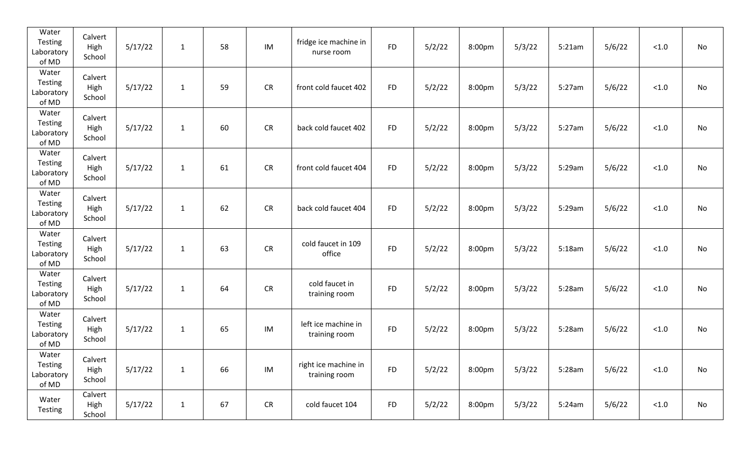| | | | | | | | | | | | | | | |
|---|---|---|---|---|---|---|---|---|---|---|---|---|---|---|
| Water Testing Laboratory of MD | Calvert High School | 5/17/22 | 1 | 58 | IM | fridge ice machine in nurse room | FD | 5/2/22 | 8:00pm | 5/3/22 | 5:21am | 5/6/22 | <1.0 | No |
| Water Testing Laboratory of MD | Calvert High School | 5/17/22 | 1 | 59 | CR | front cold faucet 402 | FD | 5/2/22 | 8:00pm | 5/3/22 | 5:27am | 5/6/22 | <1.0 | No |
| Water Testing Laboratory of MD | Calvert High School | 5/17/22 | 1 | 60 | CR | back cold faucet 402 | FD | 5/2/22 | 8:00pm | 5/3/22 | 5:27am | 5/6/22 | <1.0 | No |
| Water Testing Laboratory of MD | Calvert High School | 5/17/22 | 1 | 61 | CR | front cold faucet 404 | FD | 5/2/22 | 8:00pm | 5/3/22 | 5:29am | 5/6/22 | <1.0 | No |
| Water Testing Laboratory of MD | Calvert High School | 5/17/22 | 1 | 62 | CR | back cold faucet 404 | FD | 5/2/22 | 8:00pm | 5/3/22 | 5:29am | 5/6/22 | <1.0 | No |
| Water Testing Laboratory of MD | Calvert High School | 5/17/22 | 1 | 63 | CR | cold faucet in 109 office | FD | 5/2/22 | 8:00pm | 5/3/22 | 5:18am | 5/6/22 | <1.0 | No |
| Water Testing Laboratory of MD | Calvert High School | 5/17/22 | 1 | 64 | CR | cold faucet in training room | FD | 5/2/22 | 8:00pm | 5/3/22 | 5:28am | 5/6/22 | <1.0 | No |
| Water Testing Laboratory of MD | Calvert High School | 5/17/22 | 1 | 65 | IM | left ice machine in training room | FD | 5/2/22 | 8:00pm | 5/3/22 | 5:28am | 5/6/22 | <1.0 | No |
| Water Testing Laboratory of MD | Calvert High School | 5/17/22 | 1 | 66 | IM | right ice machine in training room | FD | 5/2/22 | 8:00pm | 5/3/22 | 5:28am | 5/6/22 | <1.0 | No |
| Water Testing | Calvert High School | 5/17/22 | 1 | 67 | CR | cold faucet 104 | FD | 5/2/22 | 8:00pm | 5/3/22 | 5:24am | 5/6/22 | <1.0 | No |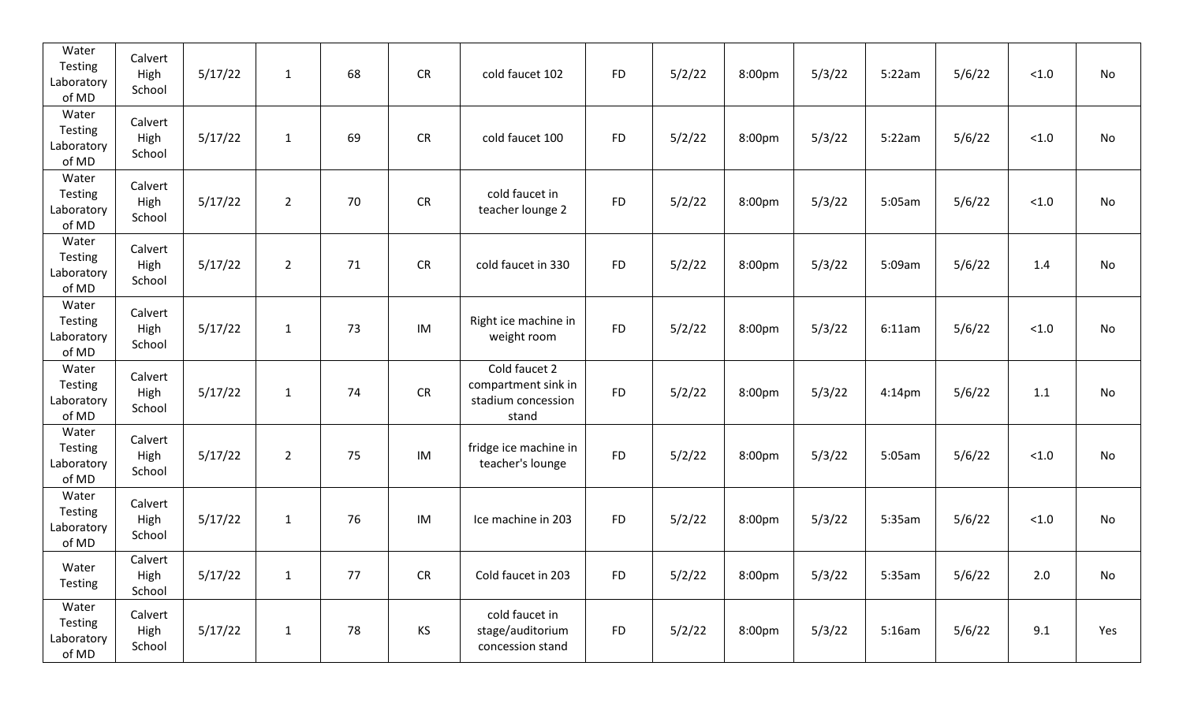| | | | | | | | | | | | | | | |
|---|---|---|---|---|---|---|---|---|---|---|---|---|---|---|
| Water Testing Laboratory of MD | Calvert High School | 5/17/22 | 1 | 68 | CR | cold faucet 102 | FD | 5/2/22 | 8:00pm | 5/3/22 | 5:22am | 5/6/22 | <1.0 | No |
| Water Testing Laboratory of MD | Calvert High School | 5/17/22 | 1 | 69 | CR | cold faucet 100 | FD | 5/2/22 | 8:00pm | 5/3/22 | 5:22am | 5/6/22 | <1.0 | No |
| Water Testing Laboratory of MD | Calvert High School | 5/17/22 | 2 | 70 | CR | cold faucet in teacher lounge 2 | FD | 5/2/22 | 8:00pm | 5/3/22 | 5:05am | 5/6/22 | <1.0 | No |
| Water Testing Laboratory of MD | Calvert High School | 5/17/22 | 2 | 71 | CR | cold faucet in 330 | FD | 5/2/22 | 8:00pm | 5/3/22 | 5:09am | 5/6/22 | 1.4 | No |
| Water Testing Laboratory of MD | Calvert High School | 5/17/22 | 1 | 73 | IM | Right ice machine in weight room | FD | 5/2/22 | 8:00pm | 5/3/22 | 6:11am | 5/6/22 | <1.0 | No |
| Water Testing Laboratory of MD | Calvert High School | 5/17/22 | 1 | 74 | CR | Cold faucet 2 compartment sink in stadium concession stand | FD | 5/2/22 | 8:00pm | 5/3/22 | 4:14pm | 5/6/22 | 1.1 | No |
| Water Testing Laboratory of MD | Calvert High School | 5/17/22 | 2 | 75 | IM | fridge ice machine in teacher's lounge | FD | 5/2/22 | 8:00pm | 5/3/22 | 5:05am | 5/6/22 | <1.0 | No |
| Water Testing Laboratory of MD | Calvert High School | 5/17/22 | 1 | 76 | IM | Ice machine in 203 | FD | 5/2/22 | 8:00pm | 5/3/22 | 5:35am | 5/6/22 | <1.0 | No |
| Water Testing | Calvert High School | 5/17/22 | 1 | 77 | CR | Cold faucet in 203 | FD | 5/2/22 | 8:00pm | 5/3/22 | 5:35am | 5/6/22 | 2.0 | No |
| Water Testing Laboratory of MD | Calvert High School | 5/17/22 | 1 | 78 | KS | cold faucet in stage/auditorium concession stand | FD | 5/2/22 | 8:00pm | 5/3/22 | 5:16am | 5/6/22 | 9.1 | Yes |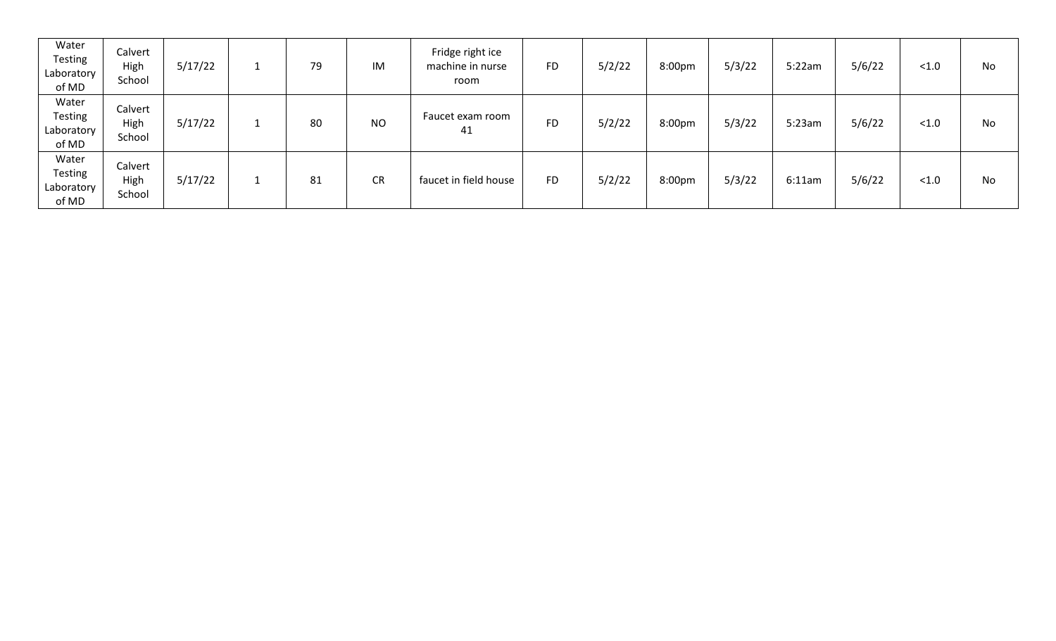| | | | | | | | | | | | | | | |
|---|---|---|---|---|---|---|---|---|---|---|---|---|---|---|
| Water Testing Laboratory of MD | Calvert High School | 5/17/22 | 1 | 79 | IM | Fridge right ice machine in nurse room | FD | 5/2/22 | 8:00pm | 5/3/22 | 5:22am | 5/6/22 | <1.0 | No |
| Water Testing Laboratory of MD | Calvert High School | 5/17/22 | 1 | 80 | NO | Faucet exam room 41 | FD | 5/2/22 | 8:00pm | 5/3/22 | 5:23am | 5/6/22 | <1.0 | No |
| Water Testing Laboratory of MD | Calvert High School | 5/17/22 | 1 | 81 | CR | faucet in field house | FD | 5/2/22 | 8:00pm | 5/3/22 | 6:11am | 5/6/22 | <1.0 | No |